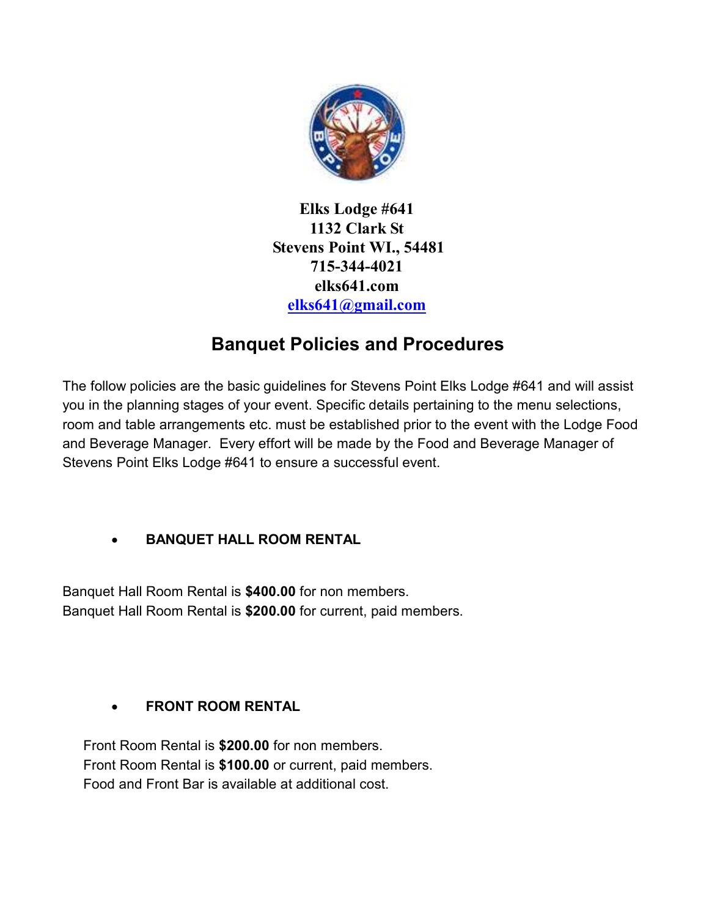**Elks Lodge #641**
**1132 Clark St**
**Stevens Point WI., 54481**
**715-344-4021**
**elks641.com**
**elks641@gmail.com**

# Banquet Policies and Procedures

The follow policies are the basic guidelines for Stevens Point Elks Lodge #641 and will assist you in the planning stages of your event. Specific details pertaining to the menu selections, room and table arrangements etc. must be established prior to the event with the Lodge Food and Beverage Manager. Every effort will be made by the Food and Beverage Manager of Stevens Point Elks Lodge #641 to ensure a successful event.

- **BANQUET HALL ROOM RENTAL**

Banquet Hall Room Rental is **$400.00** for non members.
Banquet Hall Room Rental is **$200.00** for current, paid members.

- **FRONT ROOM RENTAL**

Front Room Rental is **$200.00** for non members.
Front Room Rental is **$100.00** or current, paid members.
Food and Front Bar is available at additional cost.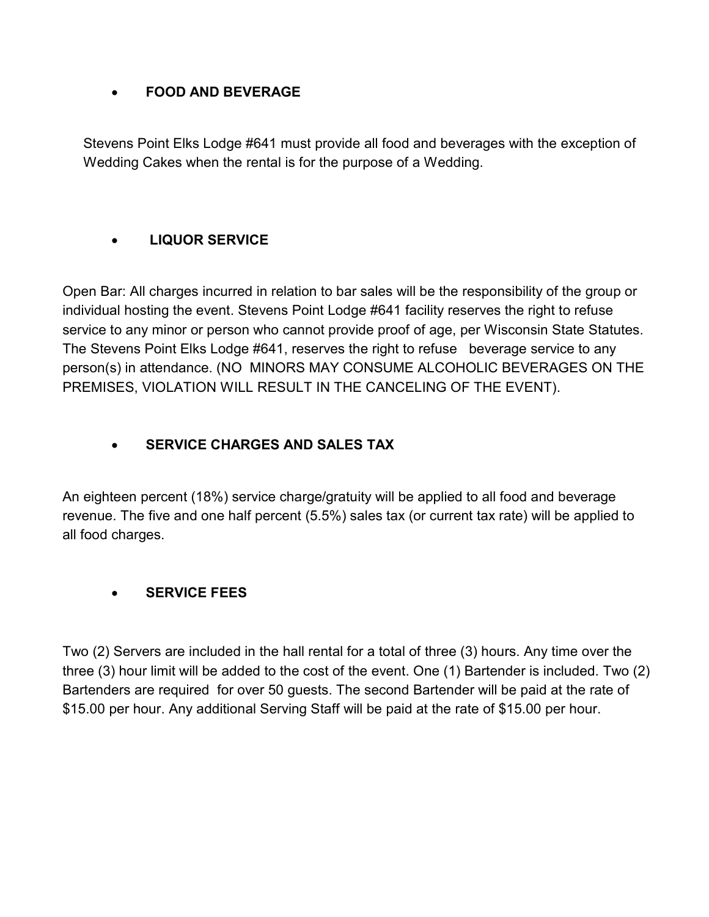- **FOOD AND BEVERAGE**

Stevens Point Elks Lodge #641 must provide all food and beverages with the exception of Wedding Cakes when the rental is for the purpose of a Wedding.

- **LIQUOR SERVICE**

Open Bar: All charges incurred in relation to bar sales will be the responsibility of the group or individual hosting the event. Stevens Point Lodge #641 facility reserves the right to refuse service to any minor or person who cannot provide proof of age, per Wisconsin State Statutes. The Stevens Point Elks Lodge #641, reserves the right to refuse beverage service to any person(s) in attendance. (NO MINORS MAY CONSUME ALCOHOLIC BEVERAGES ON THE PREMISES, VIOLATION WILL RESULT IN THE CANCELING OF THE EVENT).

- **SERVICE CHARGES AND SALES TAX**

An eighteen percent (18%) service charge/gratuity will be applied to all food and beverage revenue. The five and one half percent (5.5%) sales tax (or current tax rate) will be applied to all food charges.

- **SERVICE FEES**

Two (2) Servers are included in the hall rental for a total of three (3) hours. Any time over the three (3) hour limit will be added to the cost of the event. One (1) Bartender is included. Two (2) Bartenders are required for over 50 guests. The second Bartender will be paid at the rate of $15.00 per hour. Any additional Serving Staff will be paid at the rate of $15.00 per hour.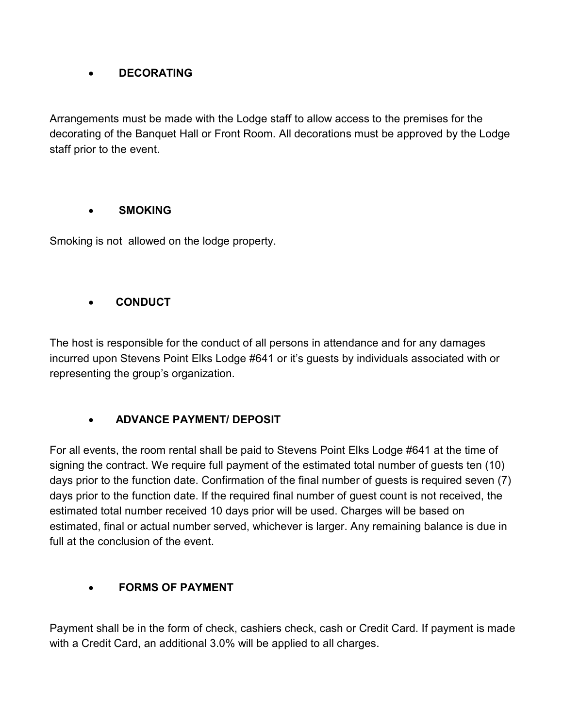- **DECORATING**

Arrangements must be made with the Lodge staff to allow access to the premises for the decorating of the Banquet Hall or Front Room. All decorations must be approved by the Lodge staff prior to the event.

- **SMOKING**

Smoking is not allowed on the lodge property.

- **CONDUCT**

The host is responsible for the conduct of all persons in attendance and for any damages incurred upon Stevens Point Elks Lodge #641 or it's guests by individuals associated with or representing the group's organization.

- **ADVANCE PAYMENT/ DEPOSIT**

For all events, the room rental shall be paid to Stevens Point Elks Lodge #641 at the time of signing the contract. We require full payment of the estimated total number of guests ten (10) days prior to the function date. Confirmation of the final number of guests is required seven (7) days prior to the function date. If the required final number of guest count is not received, the estimated total number received 10 days prior will be used. Charges will be based on estimated, final or actual number served, whichever is larger. Any remaining balance is due in full at the conclusion of the event.

- **FORMS OF PAYMENT**

Payment shall be in the form of check, cashiers check, cash or Credit Card. If payment is made with a Credit Card, an additional 3.0% will be applied to all charges.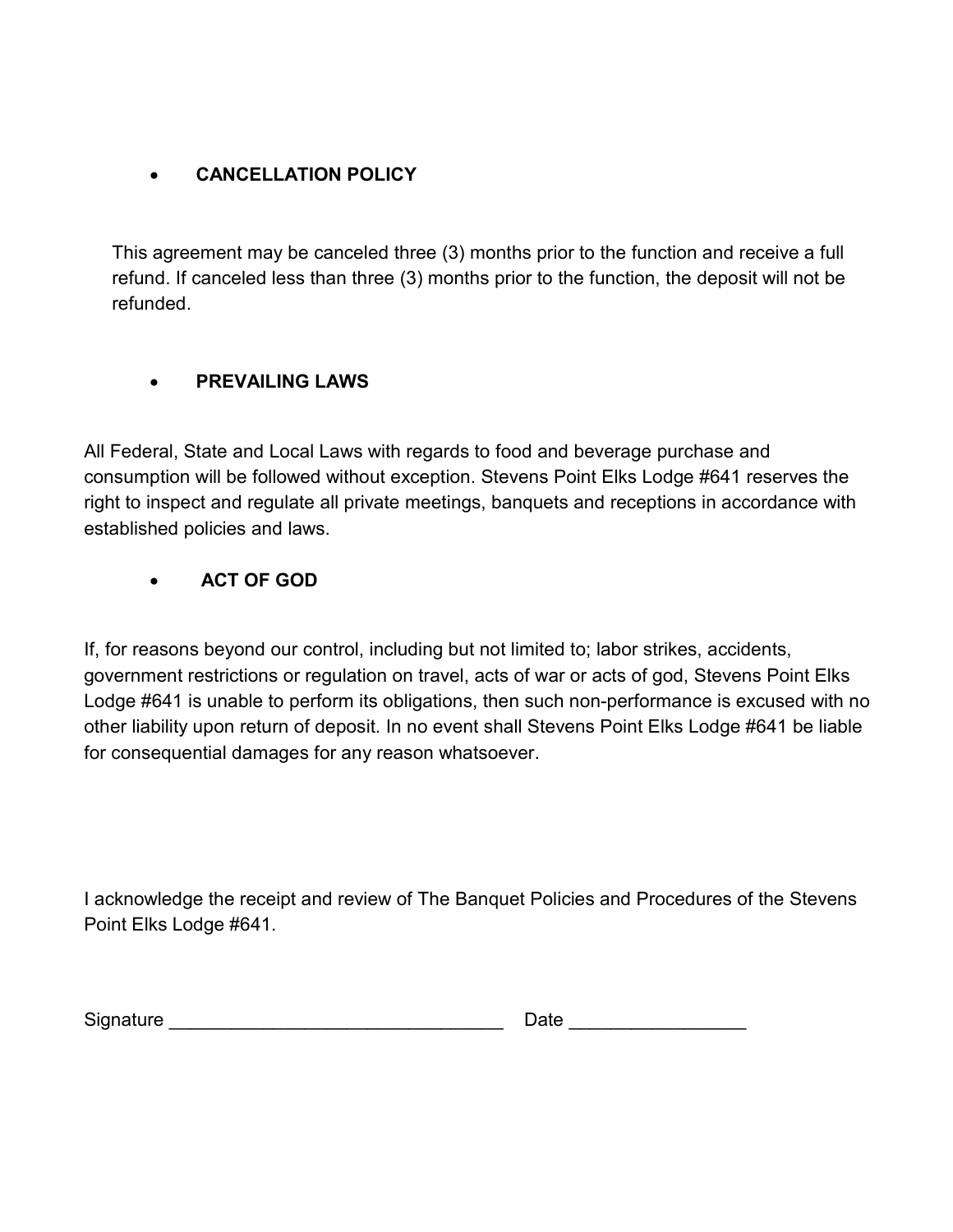- **CANCELLATION POLICY**

This agreement may be canceled three (3) months prior to the function and receive a full refund. If canceled less than three (3) months prior to the function, the deposit will not be refunded.

- **PREVAILING LAWS**

All Federal, State and Local Laws with regards to food and beverage purchase and consumption will be followed without exception. Stevens Point Elks Lodge #641 reserves the right to inspect and regulate all private meetings, banquets and receptions in accordance with established policies and laws.

- **ACT OF GOD**

If, for reasons beyond our control, including but not limited to; labor strikes, accidents, government restrictions or regulation on travel, acts of war or acts of god, Stevens Point Elks Lodge #641 is unable to perform its obligations, then such non-performance is excused with no other liability upon return of deposit. In no event shall Stevens Point Elks Lodge #641 be liable for consequential damages for any reason whatsoever.

I acknowledge the receipt and review of The Banquet Policies and Procedures of the Stevens Point Elks Lodge #641.

Signature ________________________________ Date _________________